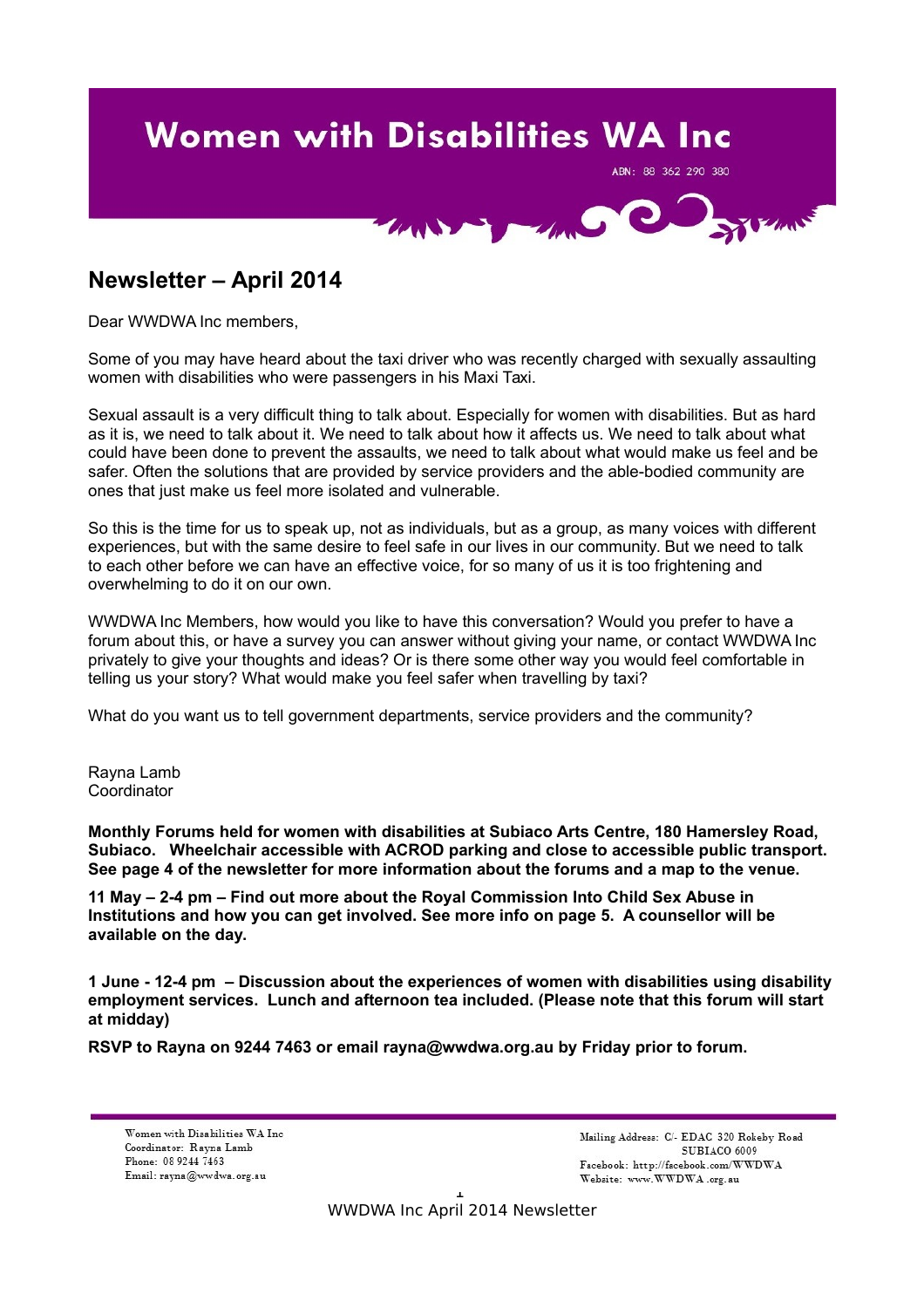# Women with Disabilities WA Inc

ABN: 88 362 290 380

## Newsletter – April 2014

Dear WWDWA Inc members,

Some of you may have heard about the taxi driver who was recently charged with sexually assaulting women with disabilities who were passengers in his Maxi Taxi.

Sexual assault is a very difficult thing to talk about. Especially for women with disabilities. But as hard as it is, we need to talk about it. We need to talk about how it affects us. We need to talk about what could have been done to prevent the assaults, we need to talk about what would make us feel and be safer. Often the solutions that are provided by service providers and the able-bodied community are ones that just make us feel more isolated and vulnerable.

So this is the time for us to speak up, not as individuals, but as a group, as many voices with different experiences, but with the same desire to feel safe in our lives in our community. But we need to talk to each other before we can have an effective voice, for so many of us it is too frightening and overwhelming to do it on our own.

WWDWA Inc Members, how would you like to have this conversation? Would you prefer to have a forum about this, or have a survey you can answer without giving your name, or contact WWDWA Inc privately to give your thoughts and ideas? Or is there some other way you would feel comfortable in telling us your story? What would make you feel safer when travelling by taxi?

What do you want us to tell government departments, service providers and the community?

Rayna Lamb
Coordinator

**Monthly Forums held for women with disabilities at Subiaco Arts Centre, 180 Hamersley Road, Subiaco. Wheelchair accessible with ACROD parking and close to accessible public transport. See page 4 of the newsletter for more information about the forums and a map to the venue.**

**11 May – 2-4 pm – Find out more about the Royal Commission Into Child Sex Abuse in Institutions and how you can get involved. See more info on page 5. A counsellor will be available on the day.**

**1 June - 12-4 pm – Discussion about the experiences of women with disabilities using disability employment services. Lunch and afternoon tea included. (Please note that this forum will start at midday)**

**RSVP to Rayna on 9244 7463 or email rayna@wwdwa.org.au by Friday prior to forum.**

Women with Disabilities WA Inc
Coordinator: Rayna Lamb
Phone: 08 9244 7463
Email: rayna@wwdwa.org.au

Mailing Address: C/- EDAC 320 Rokeby Road SUBIACO 6009
Facebook: http://facebook.com/WWDWA
Website: www.WWDWA.org.au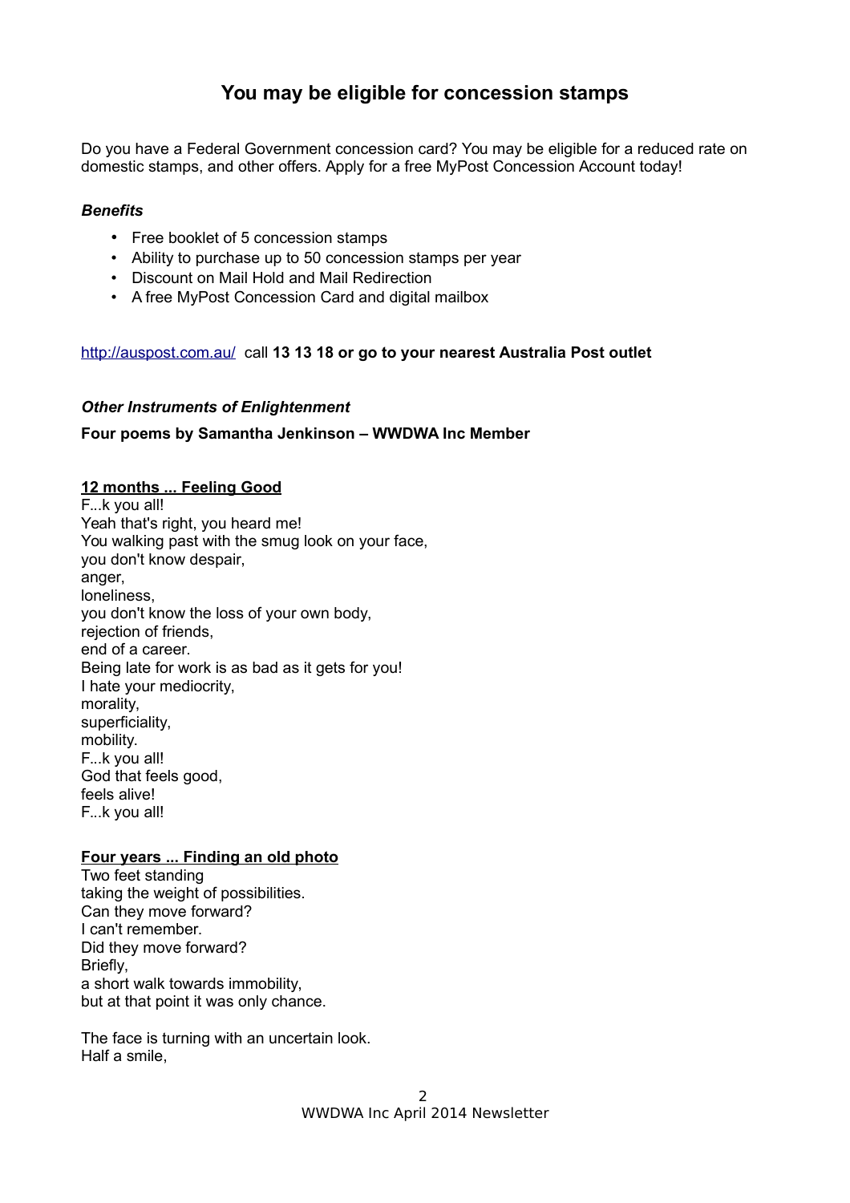## You may be eligible for concession stamps

Do you have a Federal Government concession card? You may be eligible for a reduced rate on domestic stamps, and other offers. Apply for a free MyPost Concession Account today!

***Benefits***

- Free booklet of 5 concession stamps
- Ability to purchase up to 50 concession stamps per year
- Discount on Mail Hold and Mail Redirection
- A free MyPost Concession Card and digital mailbox

[http://auspost.com.au/](http://auspost.com.au/) call **13 13 18 or go to your nearest Australia Post outlet**

***Other Instruments of Enlightenment***

**Four poems by Samantha Jenkinson – WWDWA Inc Member**

**12 months ... Feeling Good**

F...k you all!
Yeah that's right, you heard me!
You walking past with the smug look on your face,
you don't know despair,
anger,
loneliness,
you don't know the loss of your own body,
rejection of friends,
end of a career.
Being late for work is as bad as it gets for you!
I hate your mediocrity,
morality,
superficiality,
mobility.
F...k you all!
God that feels good,
feels alive!
F...k you all!

**Four years ... Finding an old photo**

Two feet standing
taking the weight of possibilities.
Can they move forward?
I can't remember.
Did they move forward?
Briefly,
a short walk towards immobility,
but at that point it was only chance.

The face is turning with an uncertain look.
Half a smile,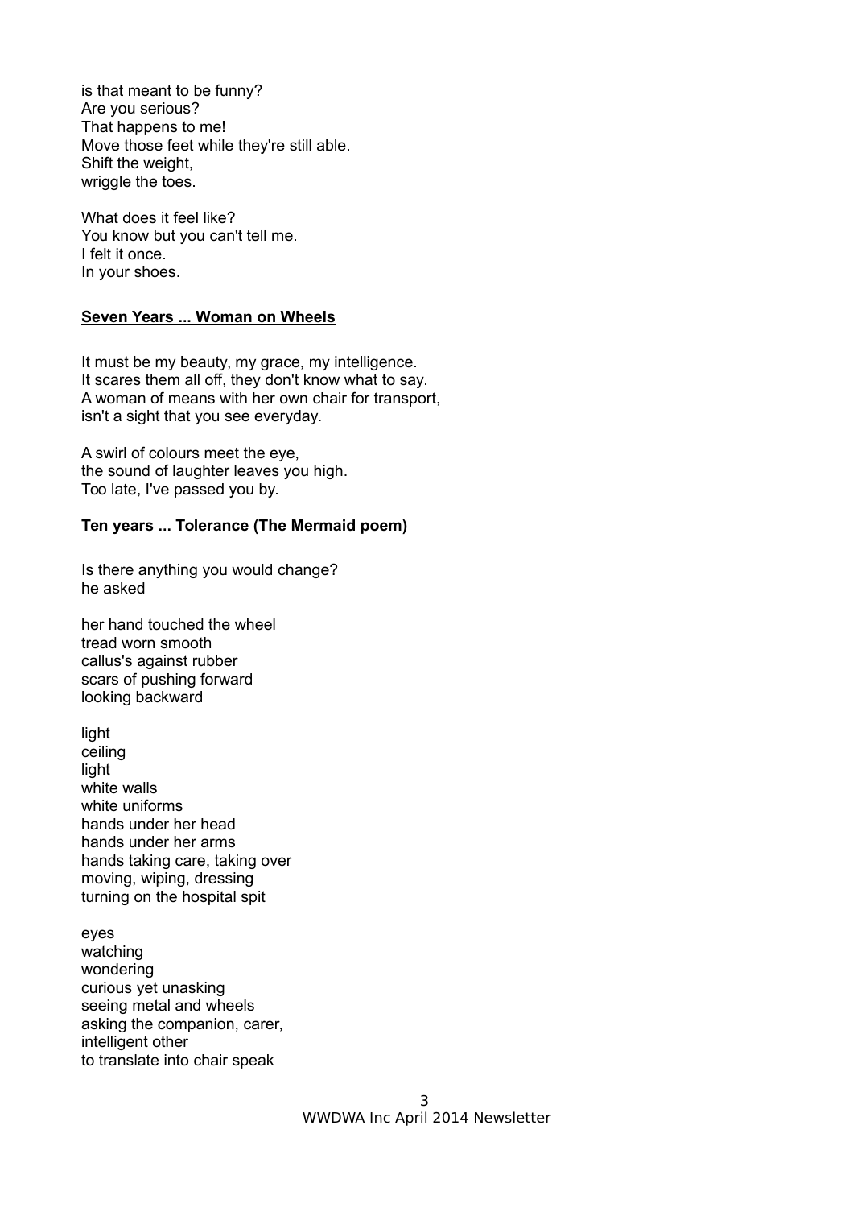is that meant to be funny?  
Are you serious?  
That happens to me!  
Move those feet while they're still able.  
Shift the weight,  
wriggle the toes.

What does it feel like?  
You know but you can't tell me.  
I felt it once.  
In your shoes.

**<u>Seven Years ... Woman on Wheels</u>**

It must be my beauty, my grace, my intelligence.  
It scares them all off, they don't know what to say.  
A woman of means with her own chair for transport,  
isn't a sight that you see everyday.

A swirl of colours meet the eye,  
the sound of laughter leaves you high.  
Too late, I've passed you by.

**<u>Ten years ... Tolerance (The Mermaid poem)</u>**

Is there anything you would change?  
he asked

her hand touched the wheel  
tread worn smooth  
callus's against rubber  
scars of pushing forward  
looking backward

light  
ceiling  
light  
white walls  
white uniforms  
hands under her head  
hands under her arms  
hands taking care, taking over  
moving, wiping, dressing  
turning on the hospital spit

eyes  
watching  
wondering  
curious yet unasking  
seeing metal and wheels  
asking the companion, carer,  
intelligent other  
to translate into chair speak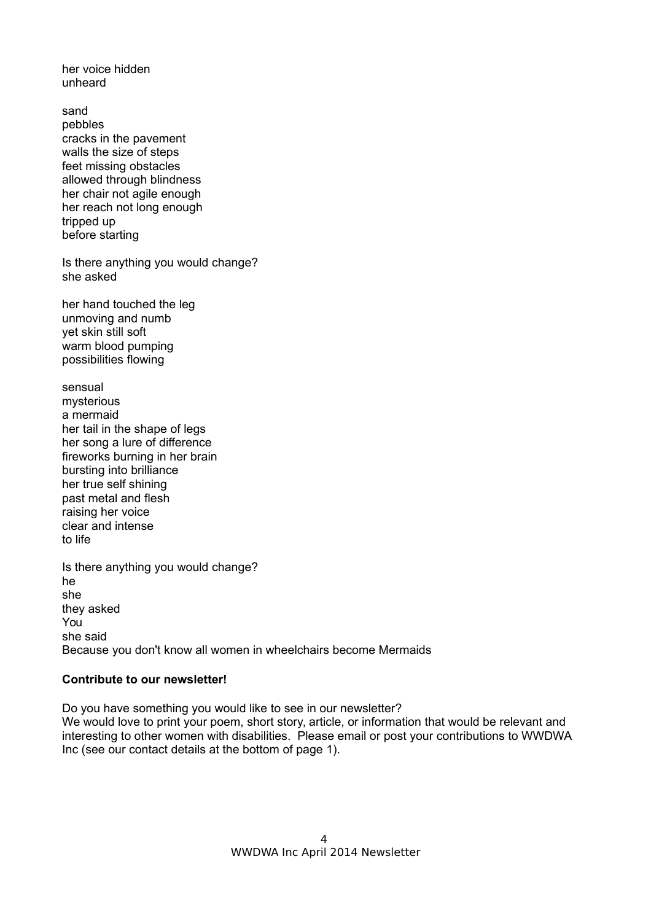her voice hidden  
unheard

sand  
pebbles  
cracks in the pavement  
walls the size of steps  
feet missing obstacles  
allowed through blindness  
her chair not agile enough  
her reach not long enough  
tripped up  
before starting

Is there anything you would change?  
she asked

her hand touched the leg  
unmoving and numb  
yet skin still soft  
warm blood pumping  
possibilities flowing

sensual  
mysterious  
a mermaid  
her tail in the shape of legs  
her song a lure of difference  
fireworks burning in her brain  
bursting into brilliance  
her true self shining  
past metal and flesh  
raising her voice  
clear and intense  
to life

Is there anything you would change?  
he  
she  
they asked  
You  
she said  
Because you don't know all women in wheelchairs become Mermaids

**Contribute to our newsletter!**

Do you have something you would like to see in our newsletter?  
We would love to print your poem, short story, article, or information that would be relevant and interesting to other women with disabilities. Please email or post your contributions to WWDWA Inc (see our contact details at the bottom of page 1).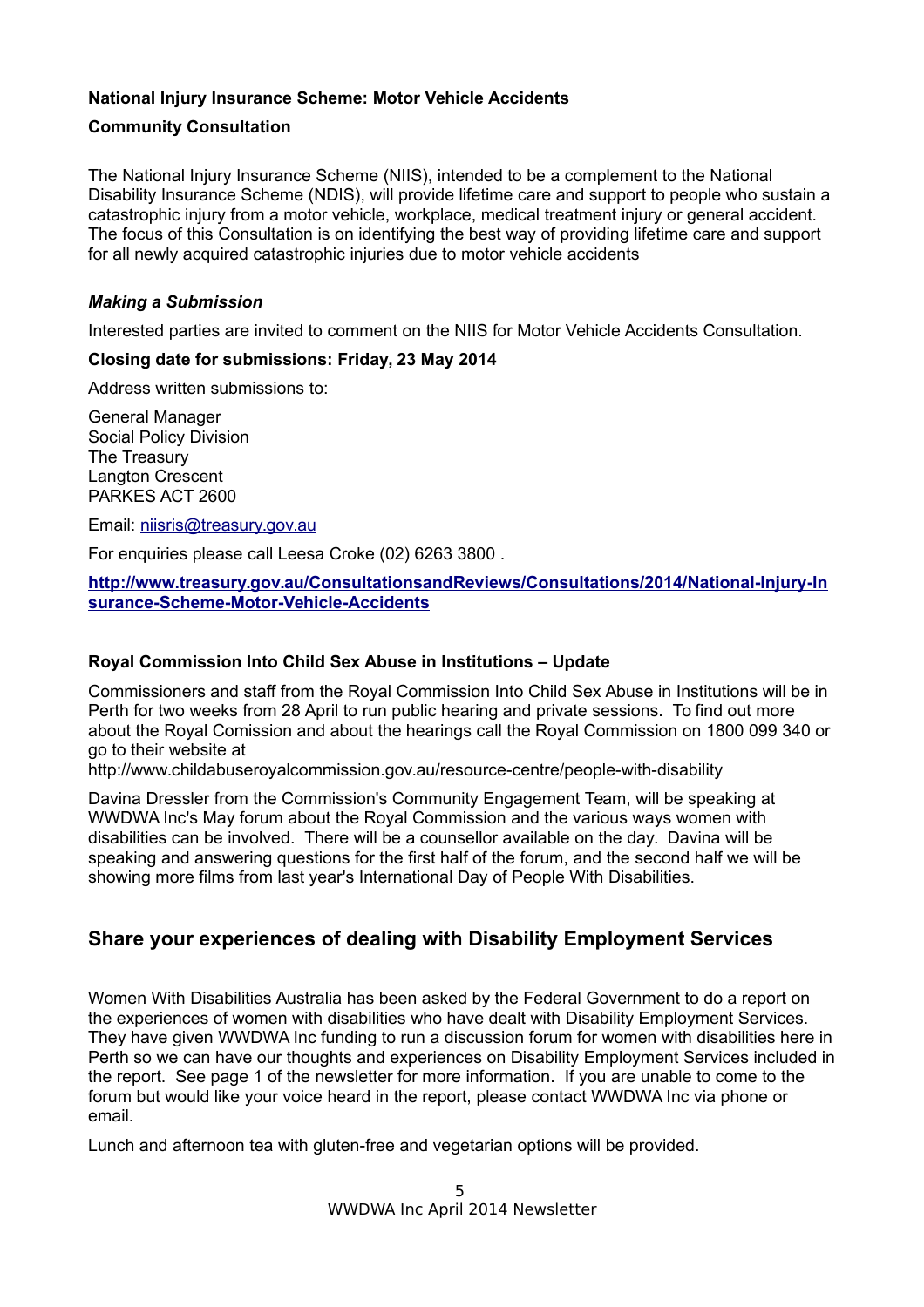**National Injury Insurance Scheme: Motor Vehicle Accidents**

**Community Consultation**

The National Injury Insurance Scheme (NIIS), intended to be a complement to the National Disability Insurance Scheme (NDIS), will provide lifetime care and support to people who sustain a catastrophic injury from a motor vehicle, workplace, medical treatment injury or general accident. The focus of this Consultation is on identifying the best way of providing lifetime care and support for all newly acquired catastrophic injuries due to motor vehicle accidents

***Making a Submission***

Interested parties are invited to comment on the NIIS for Motor Vehicle Accidents Consultation.

**Closing date for submissions: Friday, 23 May 2014**

Address written submissions to:

General Manager
Social Policy Division
The Treasury
Langton Crescent
PARKES ACT 2600

Email: niisris@treasury.gov.au

For enquiries please call Leesa Croke (02) 6263 3800 .

**http://www.treasury.gov.au/ConsultationsandReviews/Consultations/2014/National-Injury-Insurance-Scheme-Motor-Vehicle-Accidents**

**Royal Commission Into Child Sex Abuse in Institutions – Update**

Commissioners and staff from the Royal Commission Into Child Sex Abuse in Institutions will be in Perth for two weeks from 28 April to run public hearing and private sessions. To find out more about the Royal Comission and about the hearings call the Royal Commission on 1800 099 340 or go to their website at
http://www.childabuseroyalcommission.gov.au/resource-centre/people-with-disability

Davina Dressler from the Commission's Community Engagement Team, will be speaking at WWDWA Inc's May forum about the Royal Commission and the various ways women with disabilities can be involved. There will be a counsellor available on the day. Davina will be speaking and answering questions for the first half of the forum, and the second half we will be showing more films from last year's International Day of People With Disabilities.

## Share your experiences of dealing with Disability Employment Services

Women With Disabilities Australia has been asked by the Federal Government to do a report on the experiences of women with disabilities who have dealt with Disability Employment Services. They have given WWDWA Inc funding to run a discussion forum for women with disabilities here in Perth so we can have our thoughts and experiences on Disability Employment Services included in the report. See page 1 of the newsletter for more information. If you are unable to come to the forum but would like your voice heard in the report, please contact WWDWA Inc via phone or email.

Lunch and afternoon tea with gluten-free and vegetarian options will be provided.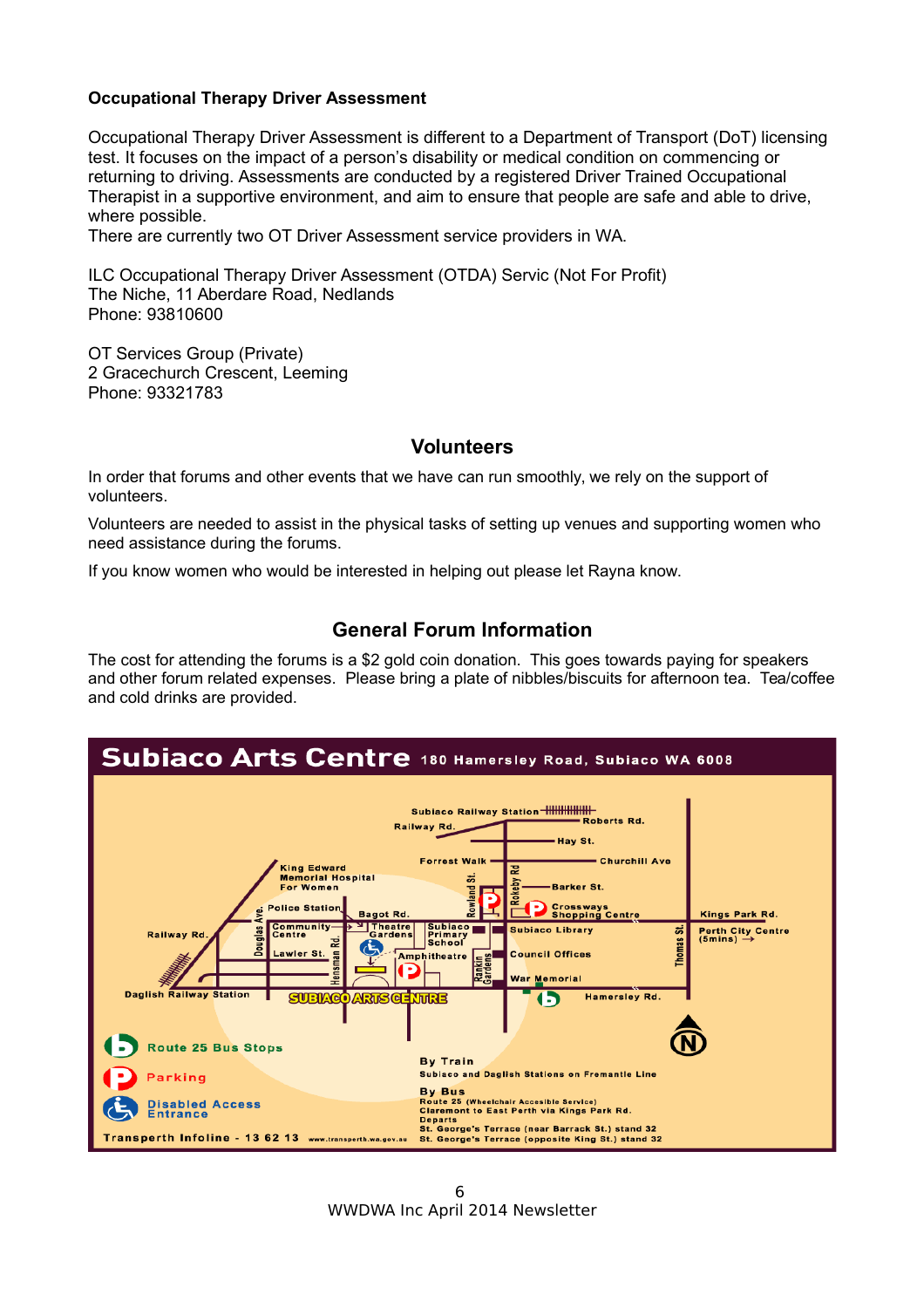**Occupational Therapy Driver Assessment**

Occupational Therapy Driver Assessment is different to a Department of Transport (DoT) licensing test. It focuses on the impact of a person's disability or medical condition on commencing or returning to driving. Assessments are conducted by a registered Driver Trained Occupational Therapist in a supportive environment, and aim to ensure that people are safe and able to drive, where possible.
There are currently two OT Driver Assessment service providers in WA.

ILC Occupational Therapy Driver Assessment (OTDA) Servic (Not For Profit)
The Niche, 11 Aberdare Road, Nedlands
Phone: 93810600

OT Services Group (Private)
2 Gracechurch Crescent, Leeming
Phone: 93321783

## Volunteers

In order that forums and other events that we have can run smoothly, we rely on the support of volunteers.

Volunteers are needed to assist in the physical tasks of setting up venues and supporting women who need assistance during the forums.

If you know women who would be interested in helping out please let Rayna know.

## General Forum Information

The cost for attending the forums is a $2 gold coin donation. This goes towards paying for speakers and other forum related expenses. Please bring a plate of nibbles/biscuits for afternoon tea. Tea/coffee and cold drinks are provided.

**Subiaco Arts Centre** 180 Hamersley Road, Subiaco WA 6008

Subiaco Railway Station
Railway Rd.
Roberts Rd.
Hay St.
Forrest Walk
Churchill Ave
King Edward Memorial Hospital For Women
Rowland St.
Rokeby Rd
Barker St.
Police Station
Bagot Rd.
Crossways Shopping Centre
Kings Park Rd.
Railway Rd.
Douglas Ave.
Community Centre
Theatre Gardens
Subiaco Primary School
Subiaco Library
Thomas St.
Perth City Centre (5mins)
Lawler St.
Hensman Rd.
Amphitheatre
Rankin Gardens
Council Offices
War Memorial
Daglish Railway Station
SUBIACO ARTS CENTRE
Hamersley Rd.
N

Route 25 Bus Stops
Parking
Disabled Access Entrance
Transperth Infoline - 13 62 13 www.transperth.wa.gov.au

By Train
Subiaco and Daglish Stations on Fremantle Line

By Bus
Route 25 (Wheelchair Accesible Service)
Claremont to East Perth via Kings Park Rd.
Departs
St. George's Terrace (near Barrack St.) stand 32
St. George's Terrace (opposite King St.) stand 32

WWDWA Inc April 2014 Newsletter